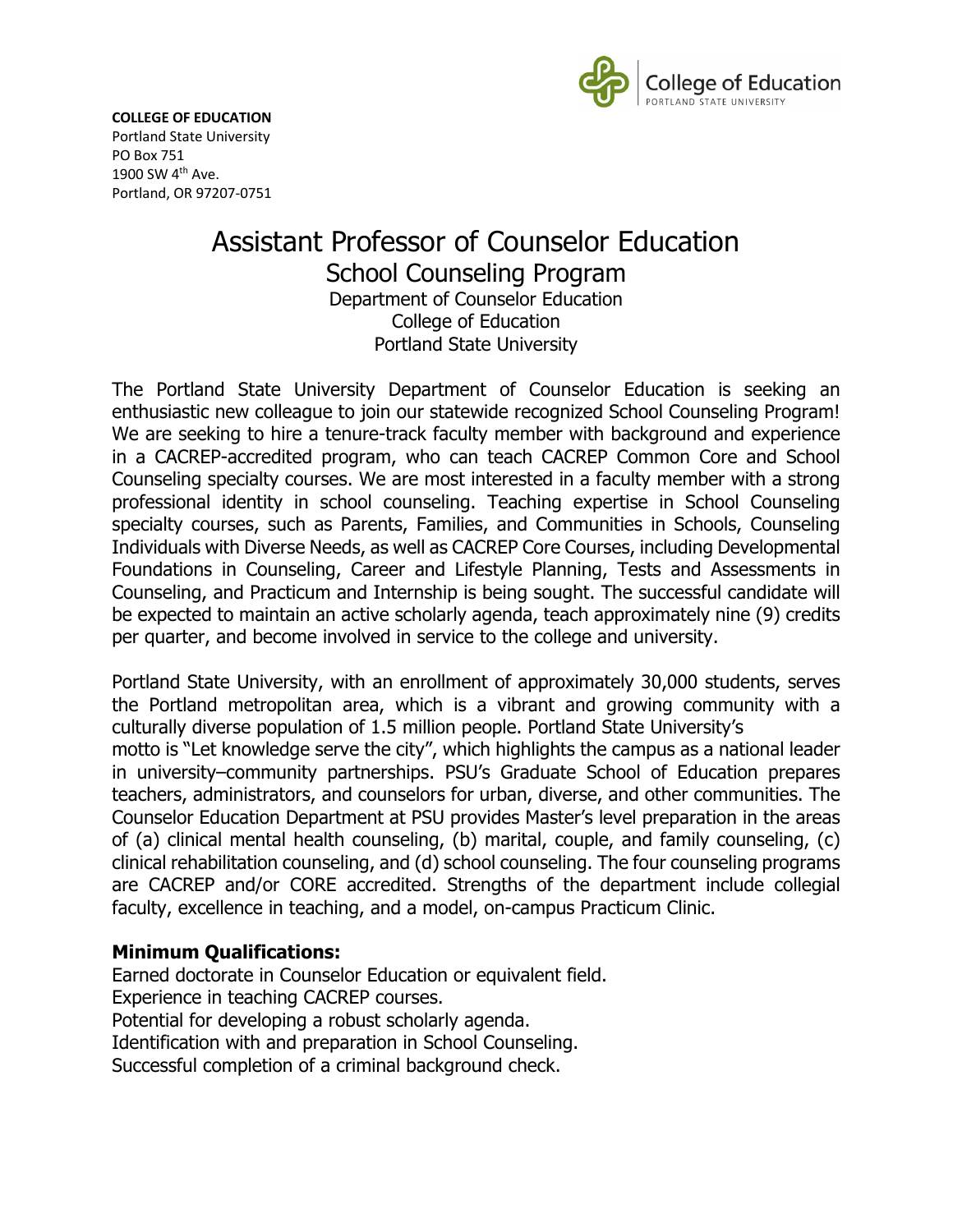**COLLEGE OF EDUCATION**
Portland State University
PO Box 751
1900 SW 4th Ave.
Portland, OR 97207-0751

# Assistant Professor of Counselor Education

## School Counseling Program

Department of Counselor Education
College of Education
Portland State University

The Portland State University Department of Counselor Education is seeking an enthusiastic new colleague to join our statewide recognized School Counseling Program! We are seeking to hire a tenure-track faculty member with background and experience in a CACREP-accredited program, who can teach CACREP Common Core and School Counseling specialty courses. We are most interested in a faculty member with a strong professional identity in school counseling. Teaching expertise in School Counseling specialty courses, such as Parents, Families, and Communities in Schools, Counseling Individuals with Diverse Needs, as well as CACREP Core Courses, including Developmental Foundations in Counseling, Career and Lifestyle Planning, Tests and Assessments in Counseling, and Practicum and Internship is being sought. The successful candidate will be expected to maintain an active scholarly agenda, teach approximately nine (9) credits per quarter, and become involved in service to the college and university.

Portland State University, with an enrollment of approximately 30,000 students, serves the Portland metropolitan area, which is a vibrant and growing community with a culturally diverse population of 1.5 million people. Portland State University's motto is "Let knowledge serve the city", which highlights the campus as a national leader in university–community partnerships. PSU's Graduate School of Education prepares teachers, administrators, and counselors for urban, diverse, and other communities. The Counselor Education Department at PSU provides Master's level preparation in the areas of (a) clinical mental health counseling, (b) marital, couple, and family counseling, (c) clinical rehabilitation counseling, and (d) school counseling. The four counseling programs are CACREP and/or CORE accredited. Strengths of the department include collegial faculty, excellence in teaching, and a model, on-campus Practicum Clinic.

### Minimum Qualifications:

Earned doctorate in Counselor Education or equivalent field.
Experience in teaching CACREP courses.
Potential for developing a robust scholarly agenda.
Identification with and preparation in School Counseling.
Successful completion of a criminal background check.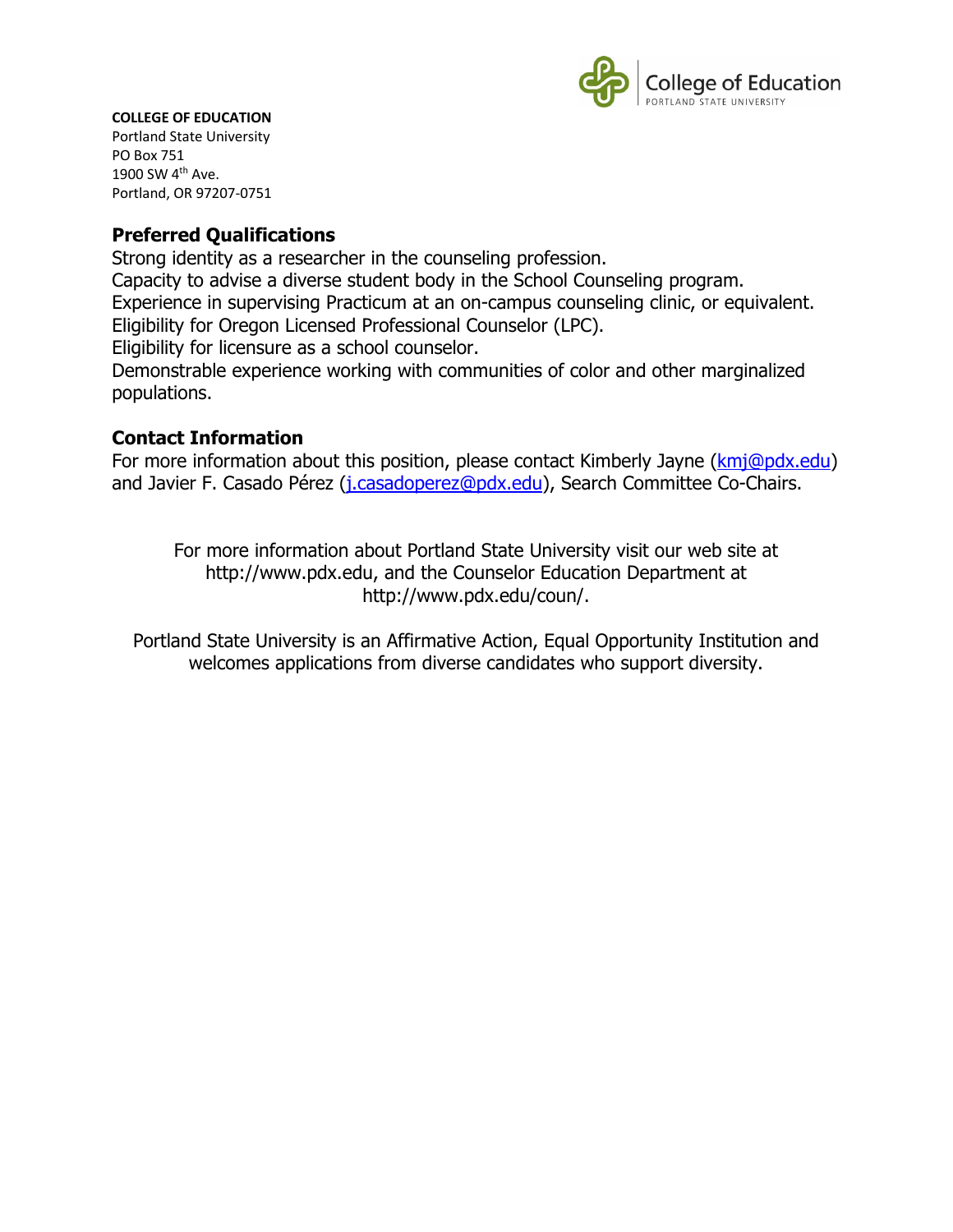**COLLEGE OF EDUCATION**
Portland State University
PO Box 751
1900 SW 4th Ave.
Portland, OR 97207-0751

## Preferred Qualifications

Strong identity as a researcher in the counseling profession.
Capacity to advise a diverse student body in the School Counseling program.
Experience in supervising Practicum at an on-campus counseling clinic, or equivalent.
Eligibility for Oregon Licensed Professional Counselor (LPC).
Eligibility for licensure as a school counselor.
Demonstrable experience working with communities of color and other marginalized populations.

## Contact Information

For more information about this position, please contact Kimberly Jayne (kmj@pdx.edu) and Javier F. Casado Pérez (j.casadoperez@pdx.edu), Search Committee Co-Chairs.

For more information about Portland State University visit our web site at http://www.pdx.edu, and the Counselor Education Department at http://www.pdx.edu/coun/.

Portland State University is an Affirmative Action, Equal Opportunity Institution and welcomes applications from diverse candidates who support diversity.